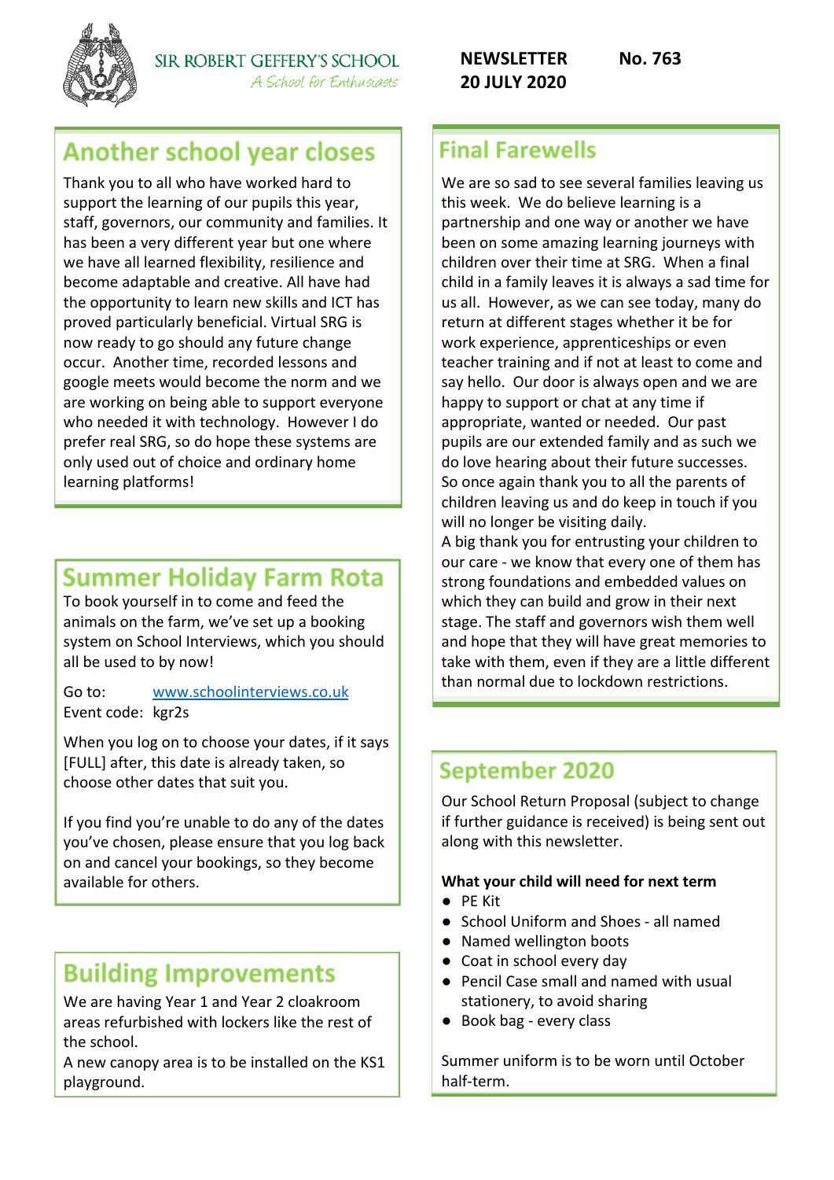SIR ROBERT GEFFERY'S SCHOOL
*A School for Enthusiasts*

**NEWSLETTER No. 763**
**20 JULY 2020**

## Another school year closes

Thank you to all who have worked hard to support the learning of our pupils this year, staff, governors, our community and families. It has been a very different year but one where we have all learned flexibility, resilience and become adaptable and creative. All have had the opportunity to learn new skills and ICT has proved particularly beneficial. Virtual SRG is now ready to go should any future change occur. Another time, recorded lessons and google meets would become the norm and we are working on being able to support everyone who needed it with technology. However I do prefer real SRG, so do hope these systems are only used out of choice and ordinary home learning platforms!

## Summer Holiday Farm Rota

To book yourself in to come and feed the animals on the farm, we've set up a booking system on School Interviews, which you should all be used to by now!

Go to: [www.schoolinterviews.co.uk](http://www.schoolinterviews.co.uk)
Event code: kgr2s

When you log on to choose your dates, if it says [FULL] after, this date is already taken, so choose other dates that suit you.

If you find you're unable to do any of the dates you've chosen, please ensure that you log back on and cancel your bookings, so they become available for others.

## Building Improvements

We are having Year 1 and Year 2 cloakroom areas refurbished with lockers like the rest of the school.
A new canopy area is to be installed on the KS1 playground.

## Final Farewells

We are so sad to see several families leaving us this week. We do believe learning is a partnership and one way or another we have been on some amazing learning journeys with children over their time at SRG. When a final child in a family leaves it is always a sad time for us all. However, as we can see today, many do return at different stages whether it be for work experience, apprenticeships or even teacher training and if not at least to come and say hello. Our door is always open and we are happy to support or chat at any time if appropriate, wanted or needed. Our past pupils are our extended family and as such we do love hearing about their future successes. So once again thank you to all the parents of children leaving us and do keep in touch if you will no longer be visiting daily.
A big thank you for entrusting your children to our care - we know that every one of them has strong foundations and embedded values on which they can build and grow in their next stage. The staff and governors wish them well and hope that they will have great memories to take with them, even if they are a little different than normal due to lockdown restrictions.

## September 2020

Our School Return Proposal (subject to change if further guidance is received) is being sent out along with this newsletter.

**What your child will need for next term**

- PE Kit
- School Uniform and Shoes - all named
- Named wellington boots
- Coat in school every day
- Pencil Case small and named with usual stationery, to avoid sharing
- Book bag - every class

Summer uniform is to be worn until October half-term.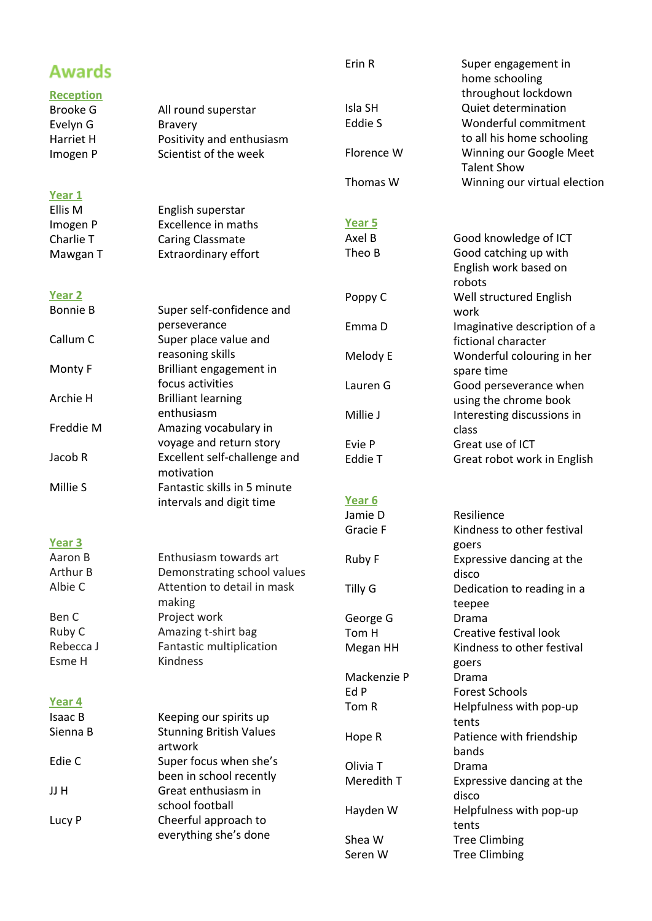# Awards

## Reception

| | |
|---|---|
| Brooke G | All round superstar |
| Evelyn G | Bravery |
| Harriet H | Positivity and enthusiasm |
| Imogen P | Scientist of the week |

## Year 1

| | |
|---|---|
| Ellis M | English superstar |
| Imogen P | Excellence in maths |
| Charlie T | Caring Classmate |
| Mawgan T | Extraordinary effort |

## Year 2

| | |
|---|---|
| Bonnie B | Super self-confidence and perseverance |
| Callum C | Super place value and reasoning skills |
| Monty F | Brilliant engagement in focus activities |
| Archie H | Brilliant learning enthusiasm |
| Freddie M | Amazing vocabulary in voyage and return story |
| Jacob R | Excellent self-challenge and motivation |
| Millie S | Fantastic skills in 5 minute intervals and digit time |

## Year 3

| | |
|---|---|
| Aaron B | Enthusiasm towards art |
| Arthur B | Demonstrating school values |
| Albie C | Attention to detail in mask making |
| Ben C | Project work |
| Ruby C | Amazing t-shirt bag |
| Rebecca J | Fantastic multiplication |
| Esme H | Kindness |

## Year 4

| | |
|---|---|
| Isaac B | Keeping our spirits up |
| Sienna B | Stunning British Values artwork |
| Edie C | Super focus when she's been in school recently |
| JJ H | Great enthusiasm in school football |
| Lucy P | Cheerful approach to everything she's done |
| Erin R | Super engagement in home schooling throughout lockdown |
| Isla SH | Quiet determination |
| Eddie S | Wonderful commitment to all his home schooling |
| Florence W | Winning our Google Meet Talent Show |
| Thomas W | Winning our virtual election |

## Year 5

| | |
|---|---|
| Axel B | Good knowledge of ICT |
| Theo B | Good catching up with English work based on robots |
| Poppy C | Well structured English work |
| Emma D | Imaginative description of a fictional character |
| Melody E | Wonderful colouring in her spare time |
| Lauren G | Good perseverance when using the chrome book |
| Millie J | Interesting discussions in class |
| Evie P | Great use of ICT |
| Eddie T | Great robot work in English |

## Year 6

| | |
|---|---|
| Jamie D | Resilience |
| Gracie F | Kindness to other festival goers |
| Ruby F | Expressive dancing at the disco |
| Tilly G | Dedication to reading in a teepee |
| George G | Drama |
| Tom H | Creative festival look |
| Megan HH | Kindness to other festival goers |
| Mackenzie P | Drama |
| Ed P | Forest Schools |
| Tom R | Helpfulness with pop-up tents |
| Hope R | Patience with friendship bands |
| Olivia T | Drama |
| Meredith T | Expressive dancing at the disco |
| Hayden W | Helpfulness with pop-up tents |
| Shea W | Tree Climbing |
| Seren W | Tree Climbing |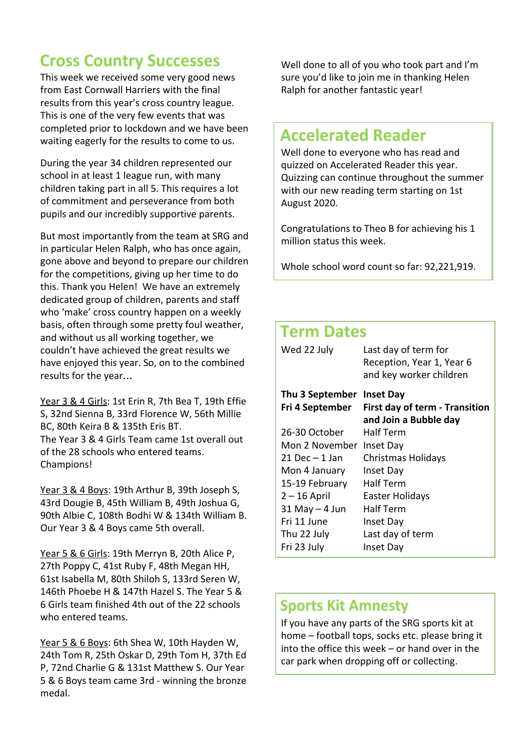## Cross Country Successes

This week we received some very good news from East Cornwall Harriers with the final results from this year's cross country league. This is one of the very few events that was completed prior to lockdown and we have been waiting eagerly for the results to come to us.

During the year 34 children represented our school in at least 1 league run, with many children taking part in all 5. This requires a lot of commitment and perseverance from both pupils and our incredibly supportive parents.

But most importantly from the team at SRG and in particular Helen Ralph, who has once again, gone above and beyond to prepare our children for the competitions, giving up her time to do this. Thank you Helen! We have an extremely dedicated group of children, parents and staff who 'make' cross country happen on a weekly basis, often through some pretty foul weather, and without us all working together, we couldn't have achieved the great results we have enjoyed this year. So, on to the combined results for the year…

Year 3 & 4 Girls: 1st Erin R, 7th Bea T, 19th Effie S, 32nd Sienna B, 33rd Florence W, 56th Millie BC, 80th Keira B & 135th Eris BT.
The Year 3 & 4 Girls Team came 1st overall out of the 28 schools who entered teams. Champions!

Year 3 & 4 Boys: 19th Arthur B, 39th Joseph S, 43rd Dougie B, 45th William B, 49th Joshua G, 90th Albie C, 108th Bodhi W & 134th William B. Our Year 3 & 4 Boys came 5th overall.

Year 5 & 6 Girls: 19th Merryn B, 20th Alice P, 27th Poppy C, 41st Ruby F, 48th Megan HH, 61st Isabella M, 80th Shiloh S, 133rd Seren W, 146th Phoebe H & 147th Hazel S. The Year 5 & 6 Girls team finished 4th out of the 22 schools who entered teams.

Year 5 & 6 Boys: 6th Shea W, 10th Hayden W, 24th Tom R, 25th Oskar D, 29th Tom H, 37th Ed P, 72nd Charlie G & 131st Matthew S. Our Year 5 & 6 Boys team came 3rd - winning the bronze medal.

Well done to all of you who took part and I'm sure you'd like to join me in thanking Helen Ralph for another fantastic year!

## Accelerated Reader

Well done to everyone who has read and quizzed on Accelerated Reader this year. Quizzing can continue throughout the summer with our new reading term starting on 1st August 2020.

Congratulations to Theo B for achieving his 1 million status this week.

Whole school word count so far: 92,221,919.

## Term Dates

| | |
|---|---|
| Wed 22 July | Last day of term for Reception, Year 1, Year 6 and key worker children |
| **Thu 3 September** | **Inset Day** |
| **Fri 4 September** | **First day of term - Transition and Join a Bubble day** |
| 26-30 October | Half Term |
| Mon 2 November | Inset Day |
| 21 Dec – 1 Jan | Christmas Holidays |
| Mon 4 January | Inset Day |
| 15-19 February | Half Term |
| 2 – 16 April | Easter Holidays |
| 31 May – 4 Jun | Half Term |
| Fri 11 June | Inset Day |
| Thu 22 July | Last day of term |
| Fri 23 July | Inset Day |

## Sports Kit Amnesty

If you have any parts of the SRG sports kit at home – football tops, socks etc. please bring it into the office this week – or hand over in the car park when dropping off or collecting.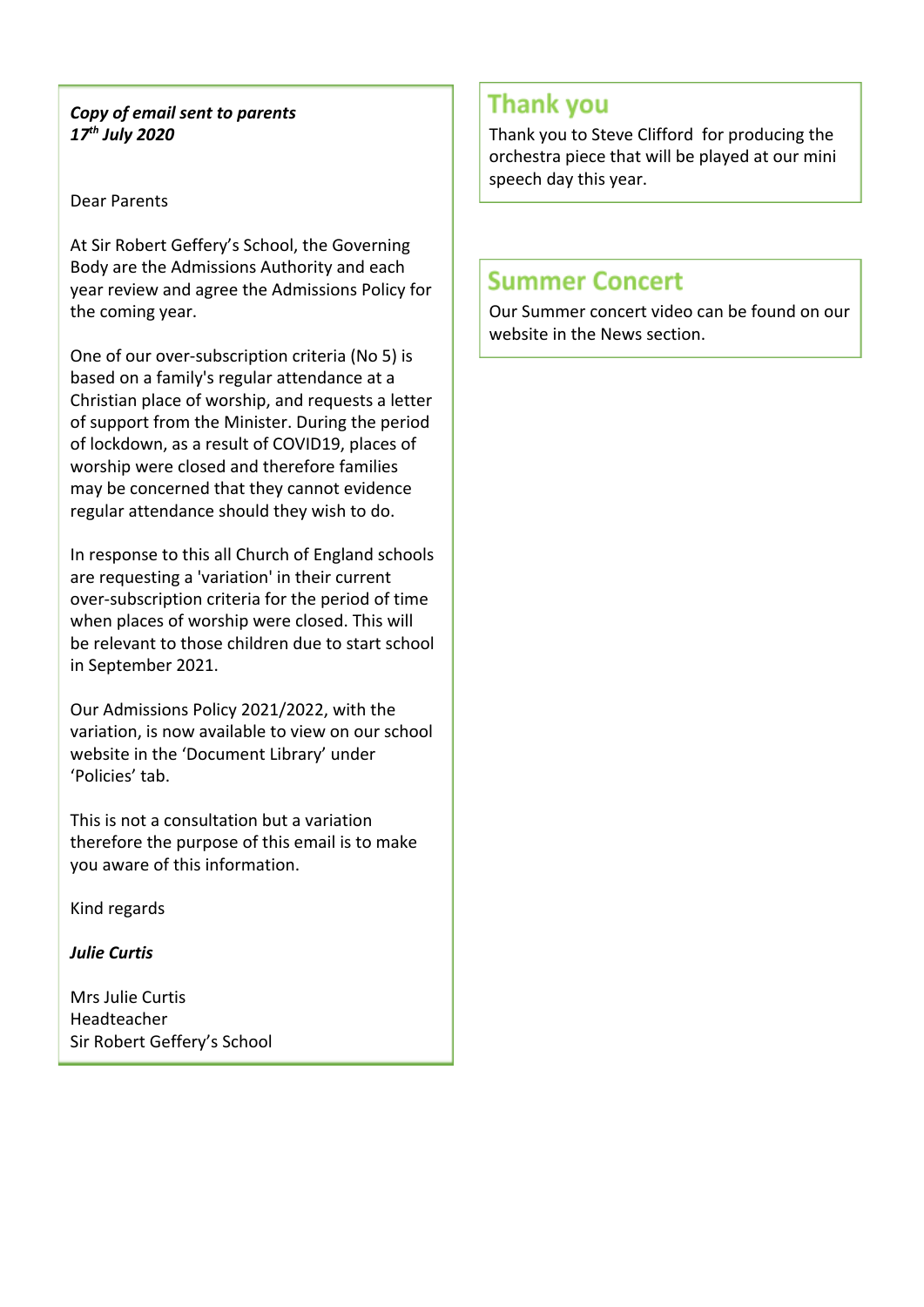***Copy of email sent to parents***
***17th July 2020***

Dear Parents

At Sir Robert Geffery's School, the Governing Body are the Admissions Authority and each year review and agree the Admissions Policy for the coming year.

One of our over-subscription criteria (No 5) is based on a family's regular attendance at a Christian place of worship, and requests a letter of support from the Minister. During the period of lockdown, as a result of COVID19, places of worship were closed and therefore families may be concerned that they cannot evidence regular attendance should they wish to do.

In response to this all Church of England schools are requesting a 'variation' in their current over-subscription criteria for the period of time when places of worship were closed. This will be relevant to those children due to start school in September 2021.

Our Admissions Policy 2021/2022, with the variation, is now available to view on our school website in the 'Document Library' under 'Policies' tab.

This is not a consultation but a variation therefore the purpose of this email is to make you aware of this information.

Kind regards

***Julie Curtis***

Mrs Julie Curtis
Headteacher
Sir Robert Geffery's School

## Thank you

Thank you to Steve Clifford for producing the orchestra piece that will be played at our mini speech day this year.

## Summer Concert

Our Summer concert video can be found on our website in the News section.